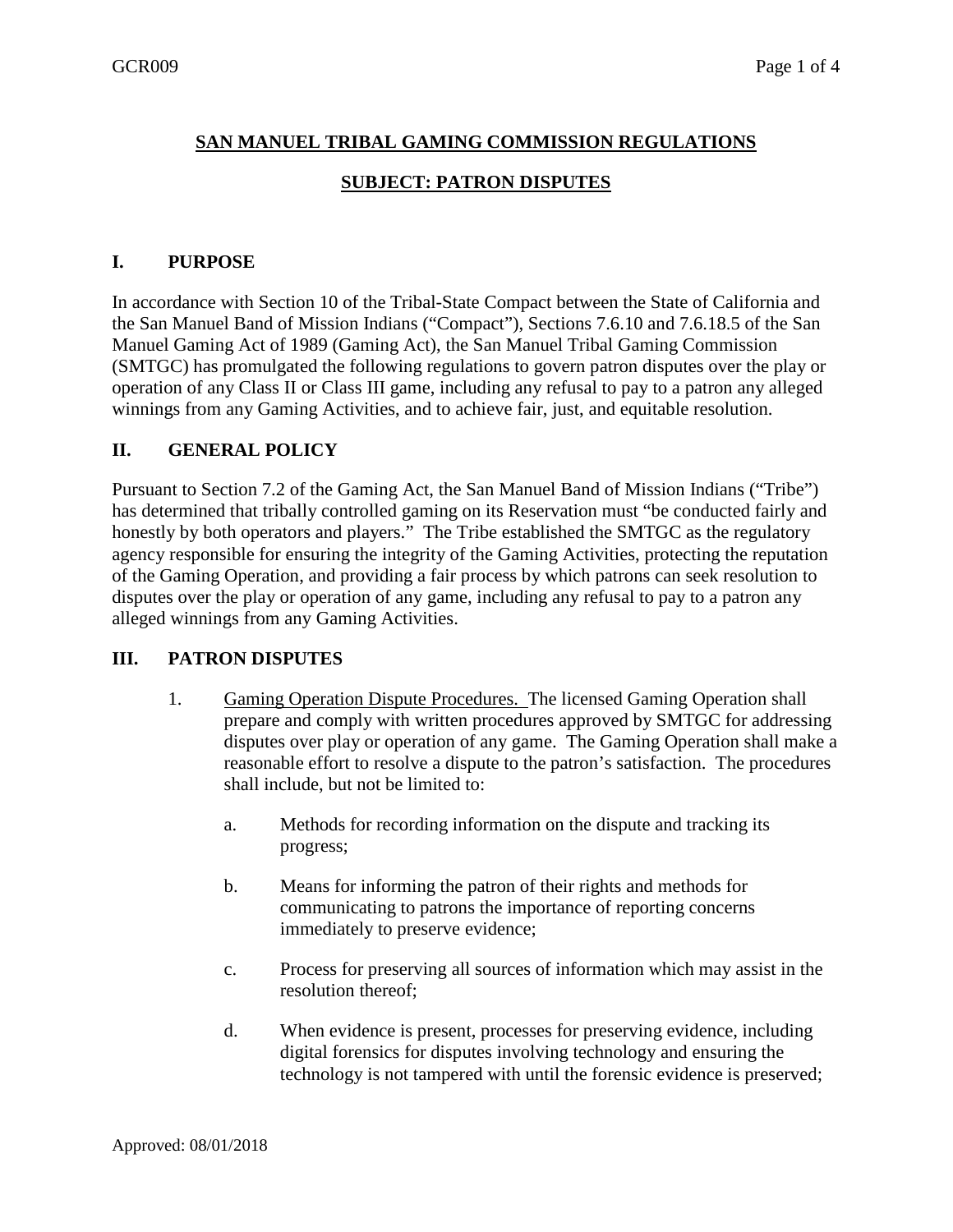# **SAN MANUEL TRIBAL GAMING COMMISSION REGULATIONS**

## **SUBJECT: PATRON DISPUTES**

### **I. PURPOSE**

In accordance with Section 10 of the Tribal-State Compact between the State of California and the San Manuel Band of Mission Indians ("Compact"), Sections 7.6.10 and 7.6.18.5 of the San Manuel Gaming Act of 1989 (Gaming Act), the San Manuel Tribal Gaming Commission (SMTGC) has promulgated the following regulations to govern patron disputes over the play or operation of any Class II or Class III game, including any refusal to pay to a patron any alleged winnings from any Gaming Activities, and to achieve fair, just, and equitable resolution.

### **II. GENERAL POLICY**

Pursuant to Section 7.2 of the Gaming Act, the San Manuel Band of Mission Indians ("Tribe") has determined that tribally controlled gaming on its Reservation must "be conducted fairly and honestly by both operators and players." The Tribe established the SMTGC as the regulatory agency responsible for ensuring the integrity of the Gaming Activities, protecting the reputation of the Gaming Operation, and providing a fair process by which patrons can seek resolution to disputes over the play or operation of any game, including any refusal to pay to a patron any alleged winnings from any Gaming Activities.

### **III. PATRON DISPUTES**

1. Gaming Operation Dispute Procedures. The licensed Gaming Operation shall prepare and comply with written procedures approved by SMTGC for addressing disputes over play or operation of any game. The Gaming Operation shall make a reasonable effort to resolve a dispute to the patron's satisfaction. The procedures shall include, but not be limited to:

    a. Methods for recording information on the dispute and tracking its progress;

    b. Means for informing the patron of their rights and methods for communicating to patrons the importance of reporting concerns immediately to preserve evidence;

    c. Process for preserving all sources of information which may assist in the resolution thereof;

    d. When evidence is present, processes for preserving evidence, including digital forensics for disputes involving technology and ensuring the technology is not tampered with until the forensic evidence is preserved;

Approved: 08/01/2018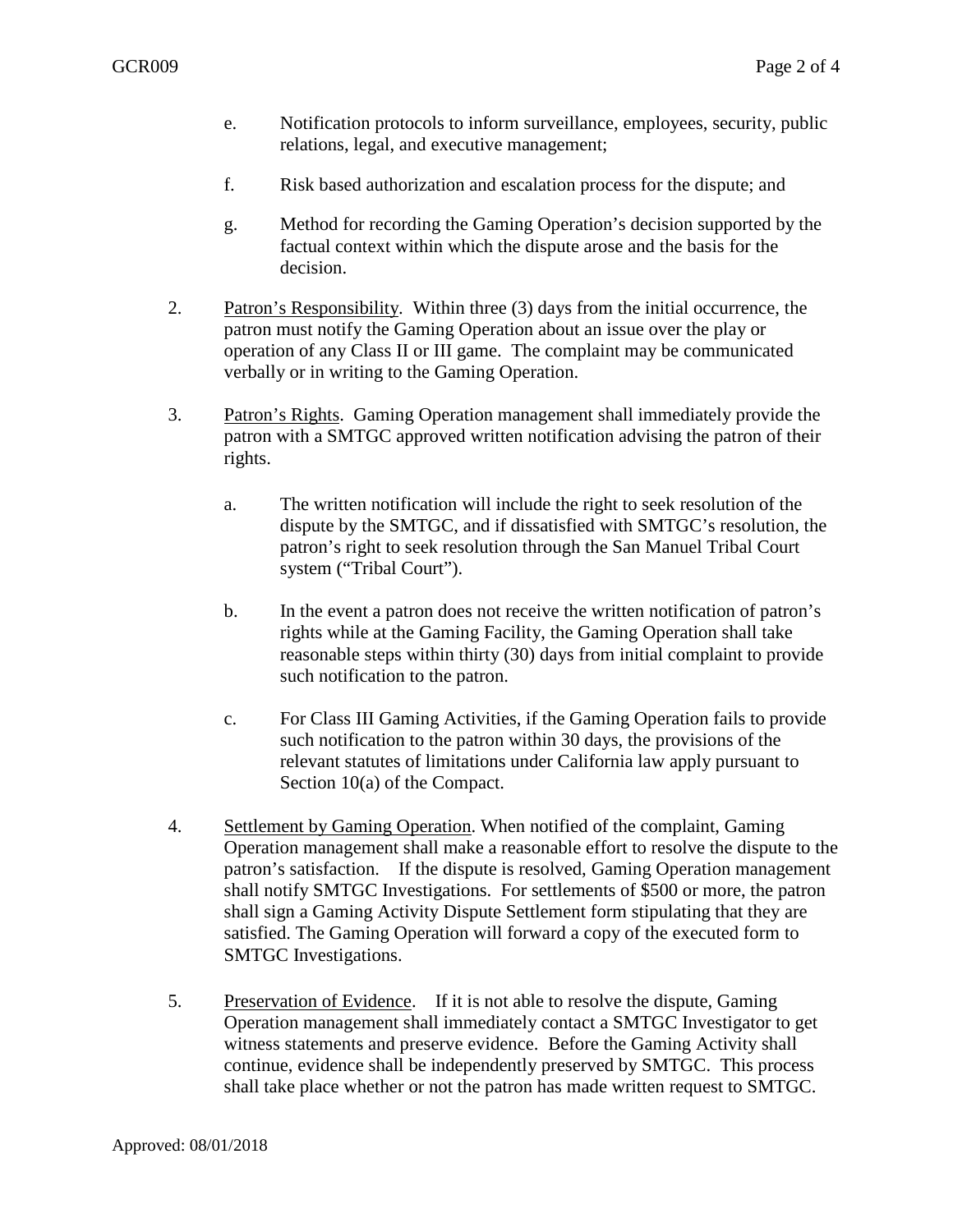e. Notification protocols to inform surveillance, employees, security, public relations, legal, and executive management;

f. Risk based authorization and escalation process for the dispute; and

g. Method for recording the Gaming Operation's decision supported by the factual context within which the dispute arose and the basis for the decision.

2. <u>Patron's Responsibility</u>. Within three (3) days from the initial occurrence, the patron must notify the Gaming Operation about an issue over the play or operation of any Class II or III game. The complaint may be communicated verbally or in writing to the Gaming Operation.

3. <u>Patron's Rights</u>. Gaming Operation management shall immediately provide the patron with a SMTGC approved written notification advising the patron of their rights.

   a. The written notification will include the right to seek resolution of the dispute by the SMTGC, and if dissatisfied with SMTGC's resolution, the patron's right to seek resolution through the San Manuel Tribal Court system ("Tribal Court").

   b. In the event a patron does not receive the written notification of patron's rights while at the Gaming Facility, the Gaming Operation shall take reasonable steps within thirty (30) days from initial complaint to provide such notification to the patron.

   c. For Class III Gaming Activities, if the Gaming Operation fails to provide such notification to the patron within 30 days, the provisions of the relevant statutes of limitations under California law apply pursuant to Section 10(a) of the Compact.

4. <u>Settlement by Gaming Operation</u>. When notified of the complaint, Gaming Operation management shall make a reasonable effort to resolve the dispute to the patron's satisfaction. If the dispute is resolved, Gaming Operation management shall notify SMTGC Investigations. For settlements of $500 or more, the patron shall sign a Gaming Activity Dispute Settlement form stipulating that they are satisfied. The Gaming Operation will forward a copy of the executed form to SMTGC Investigations.

5. <u>Preservation of Evidence</u>. If it is not able to resolve the dispute, Gaming Operation management shall immediately contact a SMTGC Investigator to get witness statements and preserve evidence. Before the Gaming Activity shall continue, evidence shall be independently preserved by SMTGC. This process shall take place whether or not the patron has made written request to SMTGC.

Approved: 08/01/2018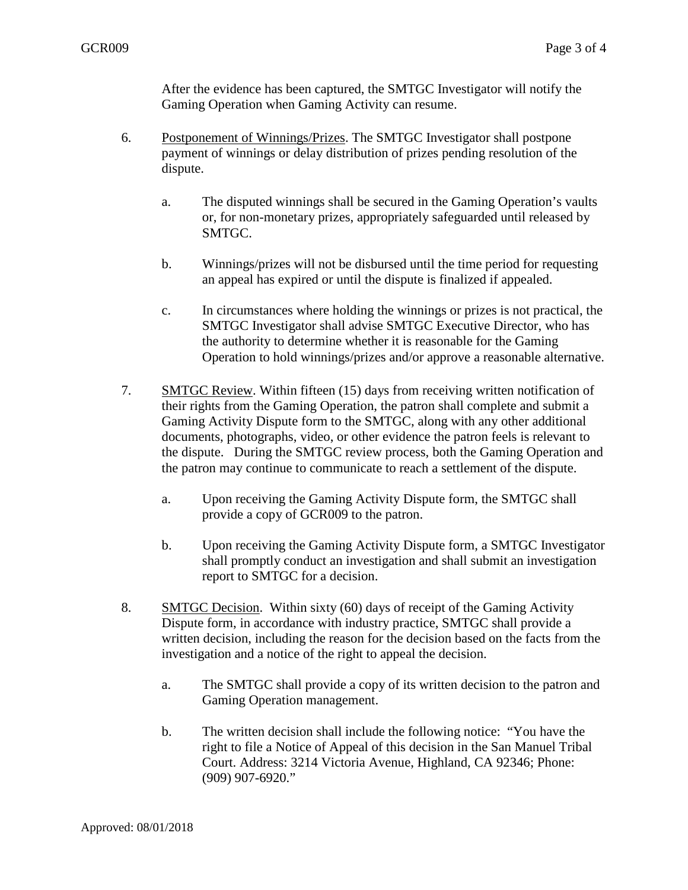After the evidence has been captured, the SMTGC Investigator will notify the Gaming Operation when Gaming Activity can resume.

6. <u>Postponement of Winnings/Prizes</u>. The SMTGC Investigator shall postpone payment of winnings or delay distribution of prizes pending resolution of the dispute.

   a. The disputed winnings shall be secured in the Gaming Operation's vaults or, for non-monetary prizes, appropriately safeguarded until released by SMTGC.

   b. Winnings/prizes will not be disbursed until the time period for requesting an appeal has expired or until the dispute is finalized if appealed.

   c. In circumstances where holding the winnings or prizes is not practical, the SMTGC Investigator shall advise SMTGC Executive Director, who has the authority to determine whether it is reasonable for the Gaming Operation to hold winnings/prizes and/or approve a reasonable alternative.

7. <u>SMTGC Review</u>. Within fifteen (15) days from receiving written notification of their rights from the Gaming Operation, the patron shall complete and submit a Gaming Activity Dispute form to the SMTGC, along with any other additional documents, photographs, video, or other evidence the patron feels is relevant to the dispute. During the SMTGC review process, both the Gaming Operation and the patron may continue to communicate to reach a settlement of the dispute.

   a. Upon receiving the Gaming Activity Dispute form, the SMTGC shall provide a copy of GCR009 to the patron.

   b. Upon receiving the Gaming Activity Dispute form, a SMTGC Investigator shall promptly conduct an investigation and shall submit an investigation report to SMTGC for a decision.

8. <u>SMTGC Decision</u>. Within sixty (60) days of receipt of the Gaming Activity Dispute form, in accordance with industry practice, SMTGC shall provide a written decision, including the reason for the decision based on the facts from the investigation and a notice of the right to appeal the decision.

   a. The SMTGC shall provide a copy of its written decision to the patron and Gaming Operation management.

   b. The written decision shall include the following notice: "You have the right to file a Notice of Appeal of this decision in the San Manuel Tribal Court. Address: 3214 Victoria Avenue, Highland, CA 92346; Phone: (909) 907-6920."

Approved: 08/01/2018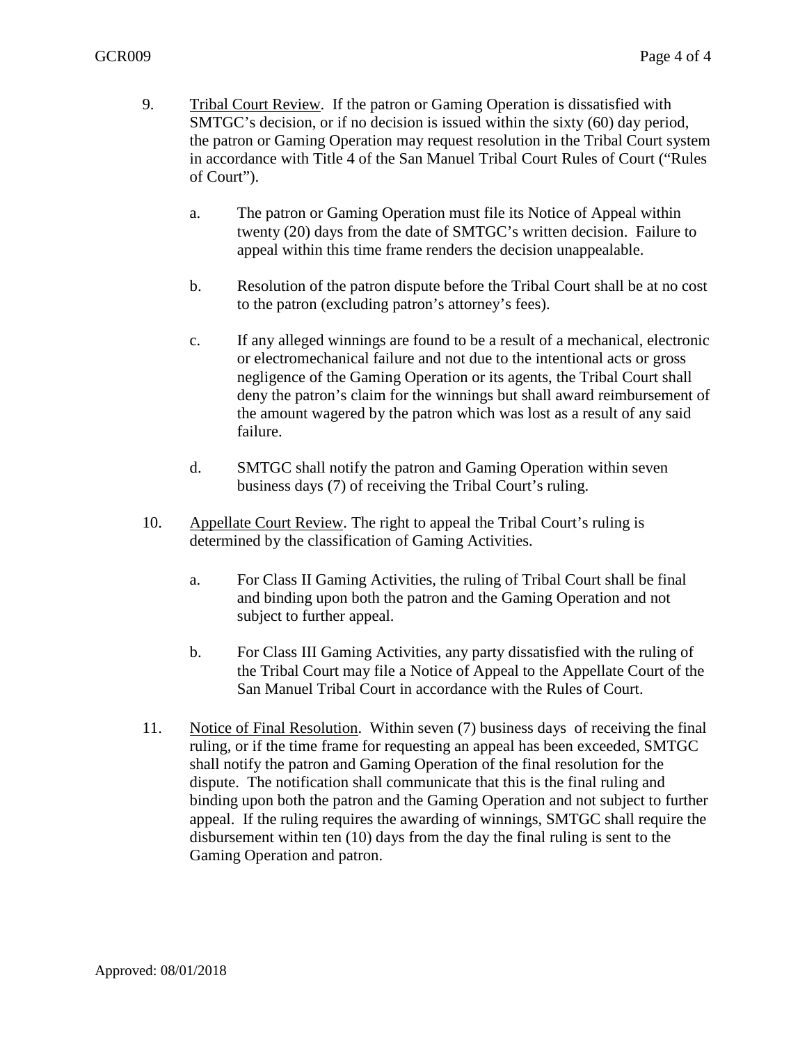9. <u>Tribal Court Review</u>. If the patron or Gaming Operation is dissatisfied with SMTGC's decision, or if no decision is issued within the sixty (60) day period, the patron or Gaming Operation may request resolution in the Tribal Court system in accordance with Title 4 of the San Manuel Tribal Court Rules of Court ("Rules of Court").

    a. The patron or Gaming Operation must file its Notice of Appeal within twenty (20) days from the date of SMTGC's written decision. Failure to appeal within this time frame renders the decision unappealable.

    b. Resolution of the patron dispute before the Tribal Court shall be at no cost to the patron (excluding patron's attorney's fees).

    c. If any alleged winnings are found to be a result of a mechanical, electronic or electromechanical failure and not due to the intentional acts or gross negligence of the Gaming Operation or its agents, the Tribal Court shall deny the patron's claim for the winnings but shall award reimbursement of the amount wagered by the patron which was lost as a result of any said failure.

    d. SMTGC shall notify the patron and Gaming Operation within seven business days (7) of receiving the Tribal Court's ruling.

10. <u>Appellate Court Review</u>. The right to appeal the Tribal Court's ruling is determined by the classification of Gaming Activities.

    a. For Class II Gaming Activities, the ruling of Tribal Court shall be final and binding upon both the patron and the Gaming Operation and not subject to further appeal.

    b. For Class III Gaming Activities, any party dissatisfied with the ruling of the Tribal Court may file a Notice of Appeal to the Appellate Court of the San Manuel Tribal Court in accordance with the Rules of Court.

11. <u>Notice of Final Resolution</u>. Within seven (7) business days of receiving the final ruling, or if the time frame for requesting an appeal has been exceeded, SMTGC shall notify the patron and Gaming Operation of the final resolution for the dispute. The notification shall communicate that this is the final ruling and binding upon both the patron and the Gaming Operation and not subject to further appeal. If the ruling requires the awarding of winnings, SMTGC shall require the disbursement within ten (10) days from the day the final ruling is sent to the Gaming Operation and patron.

Approved: 08/01/2018